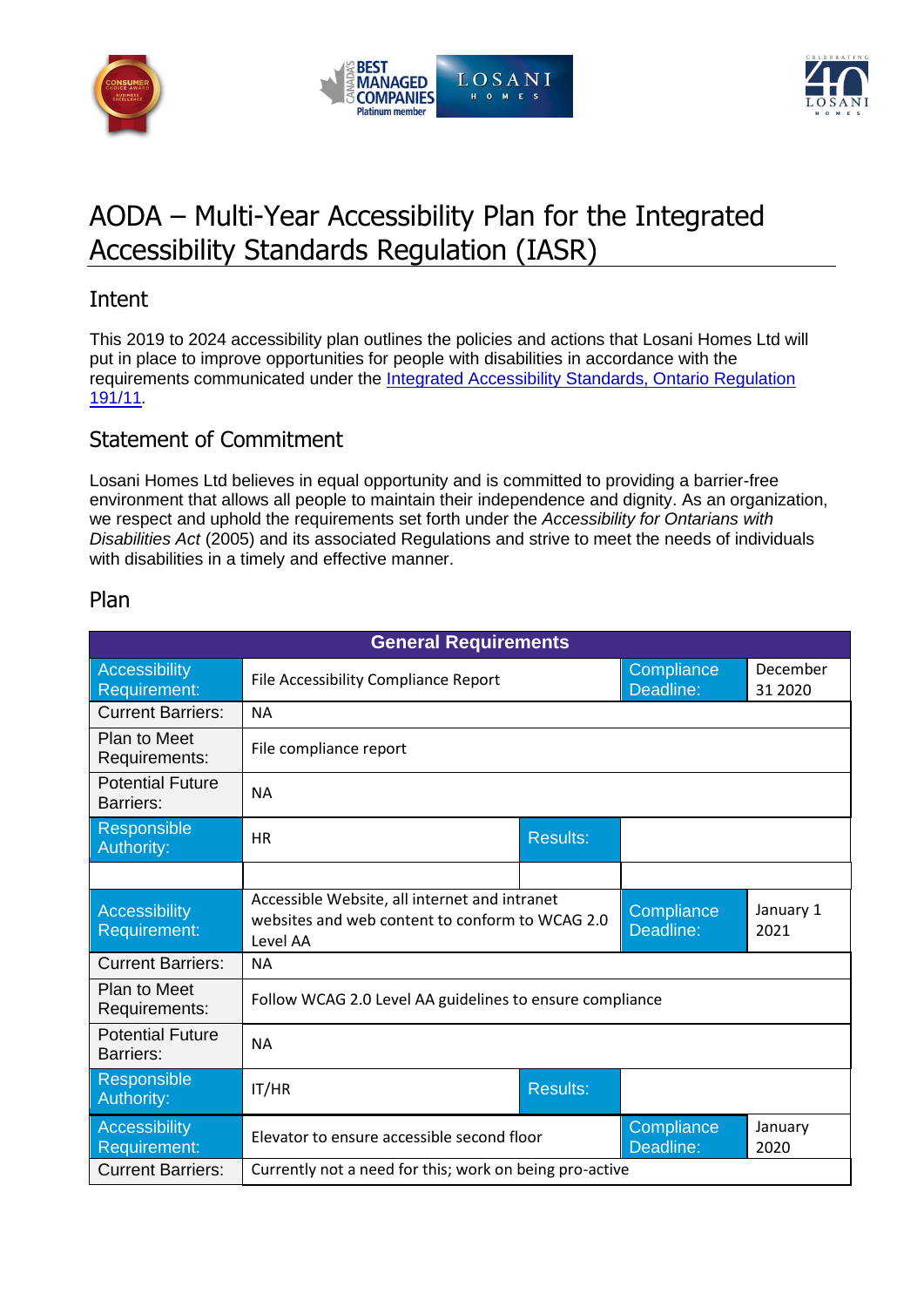# AODA – Multi-Year Accessibility Plan for the Integrated Accessibility Standards Regulation (IASR)

## Intent

This 2019 to 2024 accessibility plan outlines the policies and actions that Losani Homes Ltd will put in place to improve opportunities for people with disabilities in accordance with the requirements communicated under the Integrated Accessibility Standards, Ontario Regulation 191/11.

## Statement of Commitment

Losani Homes Ltd believes in equal opportunity and is committed to providing a barrier-free environment that allows all people to maintain their independence and dignity. As an organization, we respect and uphold the requirements set forth under the *Accessibility for Ontarians with Disabilities Act* (2005) and its associated Regulations and strive to meet the needs of individuals with disabilities in a timely and effective manner.

## Plan

| General Requirements | | | |
|---|---|---|---|
| Accessibility Requirement: | File Accessibility Compliance Report | Compliance Deadline: | December 31 2020 |
| Current Barriers: | NA | | |
| Plan to Meet Requirements: | File compliance report | | |
| Potential Future Barriers: | NA | | |
| Responsible Authority: | HR | Results: | |
| | | | |
| Accessibility Requirement: | Accessible Website, all internet and intranet websites and web content to conform to WCAG 2.0 Level AA | Compliance Deadline: | January 1 2021 |
| Current Barriers: | NA | | |
| Plan to Meet Requirements: | Follow WCAG 2.0 Level AA guidelines to ensure compliance | | |
| Potential Future Barriers: | NA | | |
| Responsible Authority: | IT/HR | Results: | |
| Accessibility Requirement: | Elevator to ensure accessible second floor | Compliance Deadline: | January 2020 |
| Current Barriers: | Currently not a need for this; work on being pro-active | | |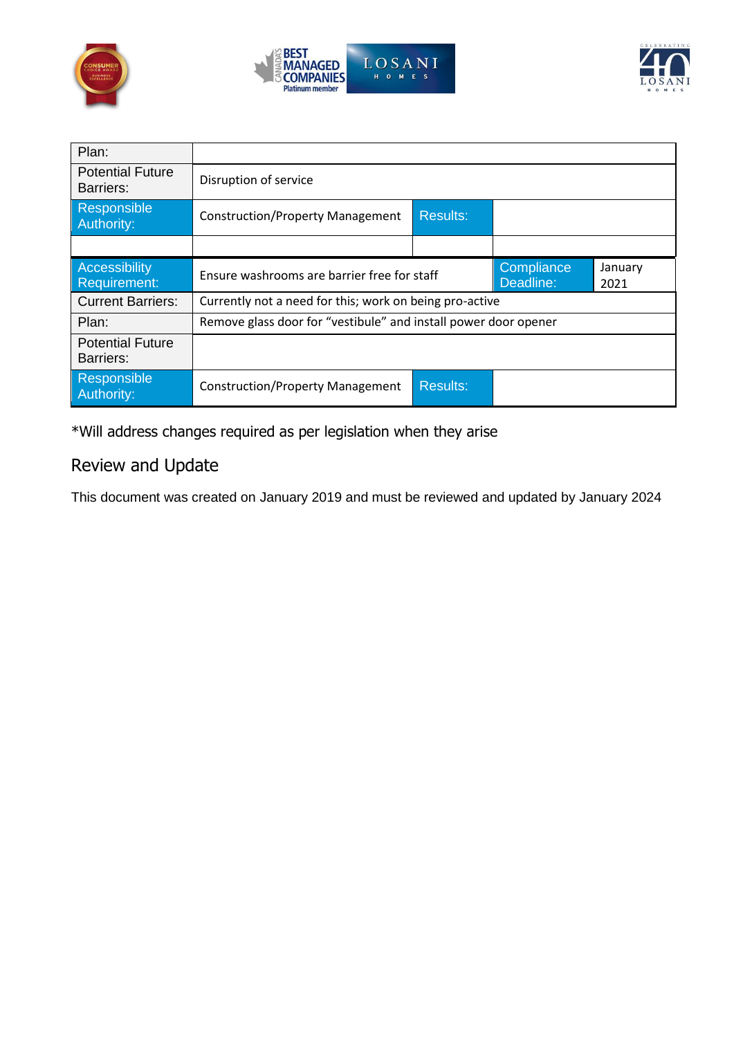| | | | | |
|---|---|---|---|---|
| Plan: | | | | |
| Potential Future Barriers: | Disruption of service | | | |
| Responsible Authority: | Construction/Property Management | Results: | | |
| | | | | |
| Accessibility Requirement: | Ensure washrooms are barrier free for staff | | Compliance Deadline: | January 2021 |
| Current Barriers: | Currently not a need for this; work on being pro-active | | | |
| Plan: | Remove glass door for "vestibule" and install power door opener | | | |
| Potential Future Barriers: | | | | |
| Responsible Authority: | Construction/Property Management | Results: | | |

*Will address changes required as per legislation when they arise

## Review and Update

This document was created on January 2019 and must be reviewed and updated by January 2024